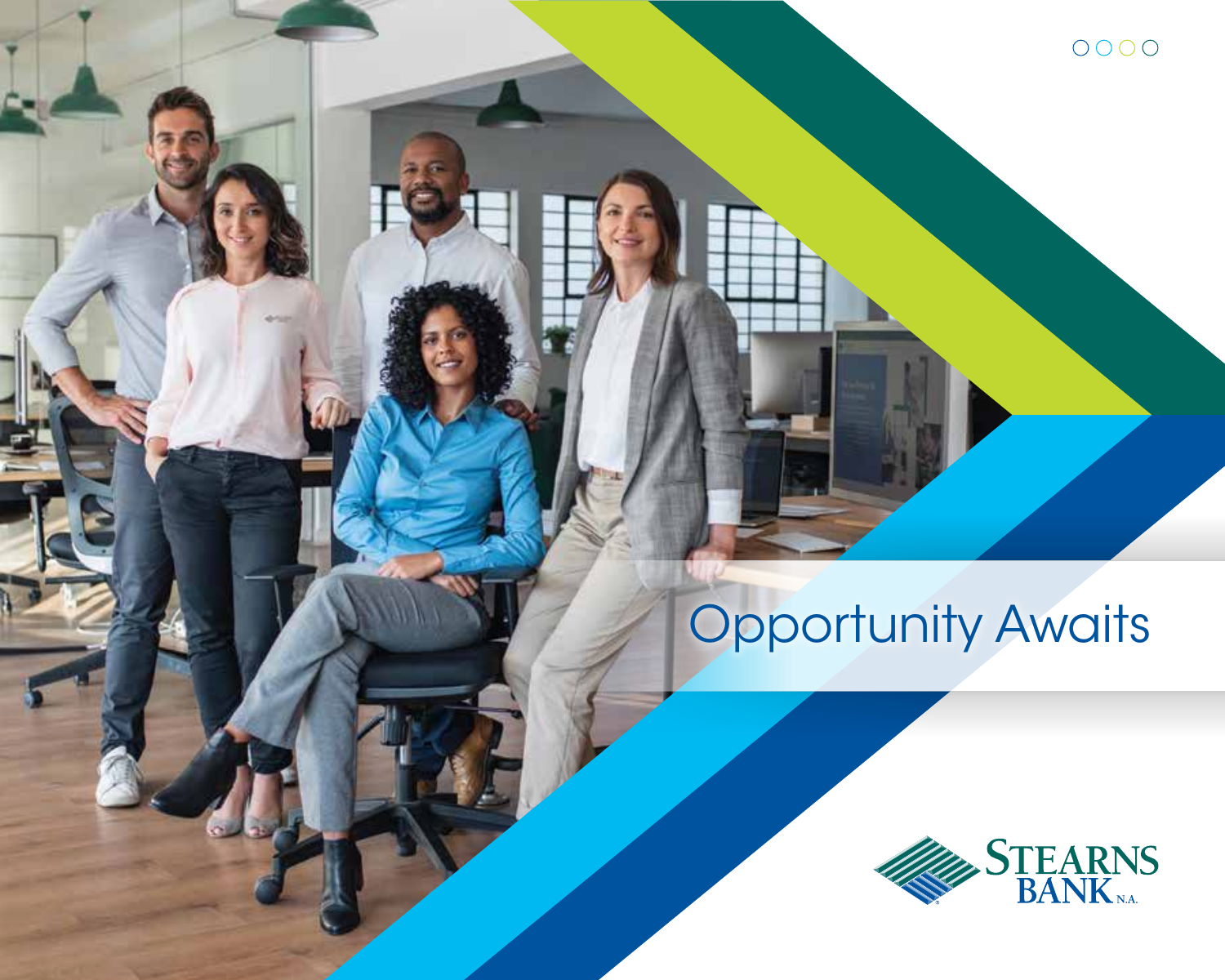# Opportunity Awaits

STEARNS BANK N.A.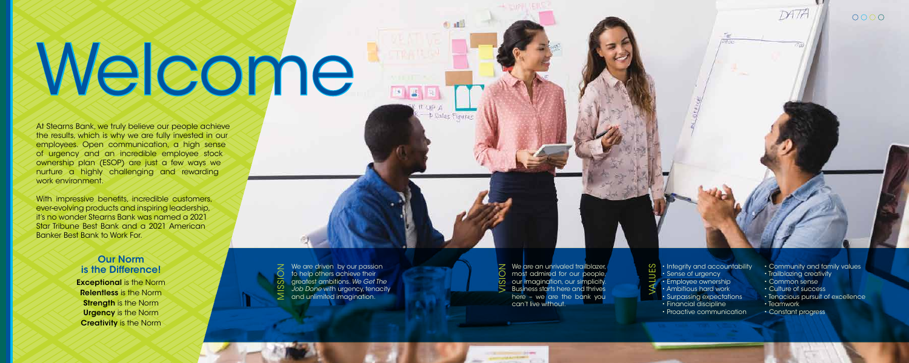# Welcome

At Stearns Bank, we truly believe our people achieve the results, which is why we are fully invested in our employees. Open communication, a high sense of urgency and an incredible employee stock ownership plan (ESOP) are just a few ways we nurture a highly challenging and rewarding work environment.

With impressive benefits, incredible customers, ever-evolving products and inspiring leadership, it's no wonder Stearns Bank was named a 2021 Star Tribune Best Bank and a 2021 American Banker Best Bank to Work For.

## Our Norm is the Difference!

**Exceptional** is the Norm
**Relentless** is the Norm
**Strength** is the Norm
**Urgency** is the Norm
**Creativity** is the Norm

### MISSION

We are driven by our passion to help others achieve their greatest ambitions. *We Get The Job Done* with urgency, tenacity and unlimited imagination.

### VISION

We are an unrivaled trailblazer, most admired for our people, our imagination, our simplicity. Business starts here and thrives here – we are the bank you can't live without.

### VALUES

- Integrity and accountability
- Sense of urgency
- Employee ownership
- Ambitious hard work
- Surpassing expectations
- Financial discipline
- Proactive communication
- Community and family values
- Trailblazing creativity
- Common sense
- Culture of success
- Tenacious pursuit of excellence
- Teamwork
- Constant progress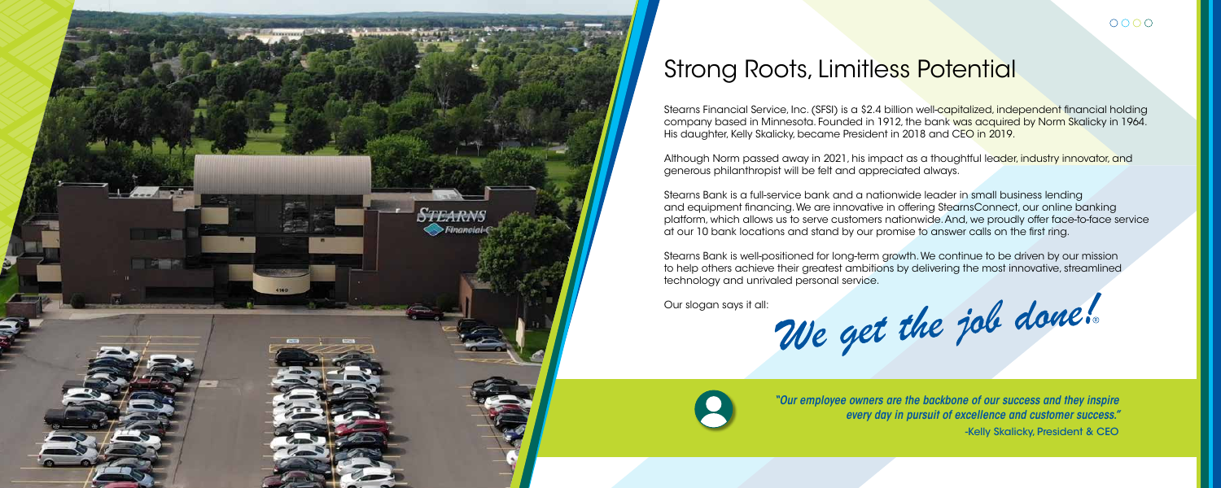# Strong Roots, Limitless Potential

Stearns Financial Service, Inc. (SFSI) is a $2.4 billion well-capitalized, independent financial holding company based in Minnesota. Founded in 1912, the bank was acquired by Norm Skalicky in 1964. His daughter, Kelly Skalicky, became President in 2018 and CEO in 2019.

Although Norm passed away in 2021, his impact as a thoughtful leader, industry innovator, and generous philanthropist will be felt and appreciated always.

Stearns Bank is a full-service bank and a nationwide leader in small business lending and equipment financing. We are innovative in offering StearnsConnect, our online banking platform, which allows us to serve customers nationwide. And, we proudly offer face-to-face service at our 10 bank locations and stand by our promise to answer calls on the first ring.

Stearns Bank is well-positioned for long-term growth. We continue to be driven by our mission to help others achieve their greatest ambitions by delivering the most innovative, streamlined technology and unrivaled personal service.

Our slogan says it all: *We get the job done!®*

***"Our employee owners are the backbone of our success and they inspire every day in pursuit of excellence and customer success."***
-Kelly Skalicky, President & CEO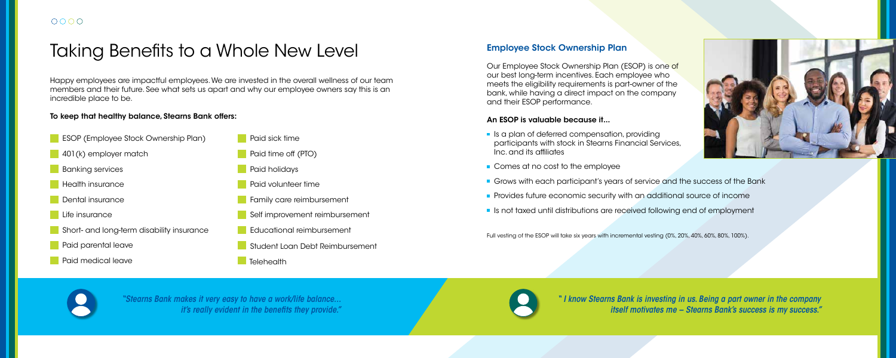# Taking Benefits to a Whole New Level

Happy employees are impactful employees. We are invested in the overall wellness of our team members and their future. See what sets us apart and why our employee owners say this is an incredible place to be.

**To keep that healthy balance, Stearns Bank offers:**

- ESOP (Employee Stock Ownership Plan)
- 401(k) employer match
- Banking services
- Health insurance
- Dental insurance
- Life insurance
- Short- and long-term disability insurance
- Paid parental leave
- Paid medical leave
- Paid sick time
- Paid time off (PTO)
- Paid holidays
- Paid volunteer time
- Family care reimbursement
- Self improvement reimbursement
- Educational reimbursement
- Student Loan Debt Reimbursement
- Telehealth

*"Stearns Bank makes it very easy to have a work/life balance... it's really evident in the benefits they provide."*

## Employee Stock Ownership Plan

Our Employee Stock Ownership Plan (ESOP) is one of our best long-term incentives. Each employee who meets the eligibility requirements is part-owner of the bank, while having a direct impact on the company and their ESOP performance.

**An ESOP is valuable because it...**

- Is a plan of deferred compensation, providing participants with stock in Stearns Financial Services, Inc. and its affiliates
- Comes at no cost to the employee
- Grows with each participant's years of service and the success of the Bank
- Provides future economic security with an additional source of income
- Is not taxed until distributions are received following end of employment

Full vesting of the ESOP will take six years with incremental vesting (0%, 20%, 40%, 60%, 80%, 100%).

*" I know Stearns Bank is investing in us. Being a part owner in the company itself motivates me – Stearns Bank's success is my success."*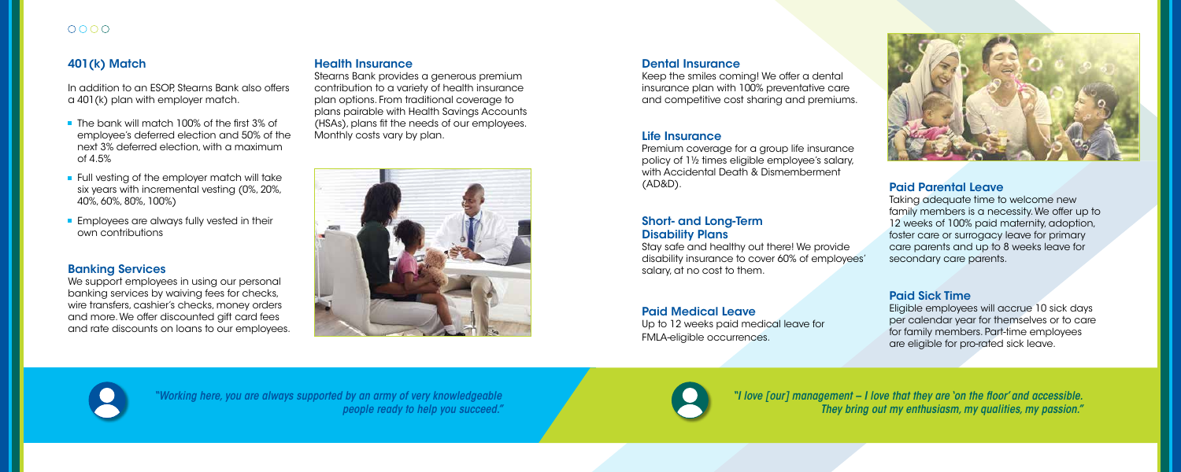## 401(k) Match

In addition to an ESOP, Stearns Bank also offers a 401(k) plan with employer match.

- The bank will match 100% of the first 3% of employee's deferred election and 50% of the next 3% deferred election, with a maximum of 4.5%
- Full vesting of the employer match will take six years with incremental vesting (0%, 20%, 40%, 60%, 80%, 100%)
- Employees are always fully vested in their own contributions

## Banking Services

We support employees in using our personal banking services by waiving fees for checks, wire transfers, cashier's checks, money orders and more. We offer discounted gift card fees and rate discounts on loans to our employees.

## Health Insurance

Stearns Bank provides a generous premium contribution to a variety of health insurance plan options. From traditional coverage to plans pairable with Health Savings Accounts (HSAs), plans fit the needs of our employees. Monthly costs vary by plan.

## Dental Insurance

Keep the smiles coming! We offer a dental insurance plan with 100% preventative care and competitive cost sharing and premiums.

## Life Insurance

Premium coverage for a group life insurance policy of 1½ times eligible employee's salary, with Accidental Death & Dismemberment (AD&D).

## Short- and Long-Term Disability Plans

Stay safe and healthy out there! We provide disability insurance to cover 60% of employees' salary, at no cost to them.

## Paid Medical Leave

Up to 12 weeks paid medical leave for FMLA-eligible occurrences.

## Paid Parental Leave

Taking adequate time to welcome new family members is a necessity. We offer up to 12 weeks of 100% paid maternity, adoption, foster care or surrogacy leave for primary care parents and up to 8 weeks leave for secondary care parents.

## Paid Sick Time

Eligible employees will accrue 10 sick days per calendar year for themselves or to care for family members. Part-time employees are eligible for pro-rated sick leave.

*"Working here, you are always supported by an army of very knowledgeable people ready to help you succeed."*

*"I love [our] management – I love that they are 'on the floor' and accessible. They bring out my enthusiasm, my qualities, my passion."*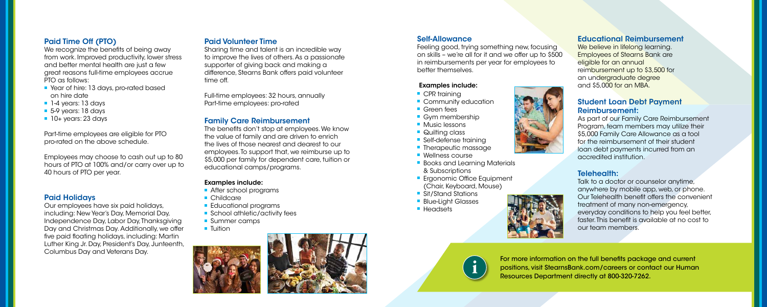## Paid Time Off (PTO)

We recognize the benefits of being away from work. Improved productivity, lower stress and better mental health are just a few great reasons full-time employees accrue PTO as follows:

- Year of hire: 13 days, pro-rated based on hire date
- 1-4 years: 13 days
- 5-9 years: 18 days
- 10+ years: 23 days

Part-time employees are eligible for PTO pro-rated on the above schedule.

Employees may choose to cash out up to 80 hours of PTO at 100% and/or carry over up to 40 hours of PTO per year.

## Paid Holidays

Our employees have six paid holidays, including: New Year's Day, Memorial Day, Independence Day, Labor Day, Thanksgiving Day and Christmas Day. Additionally, we offer five paid floating holidays, including: Martin Luther King Jr. Day, President's Day, Juneteenth, Columbus Day and Veterans Day.

## Paid Volunteer Time

Sharing time and talent is an incredible way to improve the lives of others. As a passionate supporter of giving back and making a difference, Stearns Bank offers paid volunteer time off.

Full-time employees: 32 hours, annually
Part-time employees: pro-rated

## Family Care Reimbursement

The benefits don't stop at employees. We know the value of family and are driven to enrich the lives of those nearest and dearest to our employees. To support that, we reimburse up to $5,000 per family for dependent care, tuition or educational camps/programs.

**Examples include:**

- After school programs
- Childcare
- Educational programs
- School athletic/activity fees
- Summer camps
- Tuition

## Self-Allowance

Feeling good, trying something new, focusing on skills – we're all for it and we offer up to $500 in reimbursements per year for employees to better themselves.

**Examples include:**

- CPR training
- Community education
- Green fees
- Gym membership
- Music lessons
- Quilting class
- Self-defense training
- Therapeutic massage
- Wellness course
- Books and Learning Materials & Subscriptions
- Ergonomic Office Equipment (Chair, Keyboard, Mouse)
- Sit/Stand Stations
- Blue-Light Glasses
- Headsets

## Educational Reimbursement

We believe in lifelong learning. Employees of Stearns Bank are eligible for an annual reimbursement up to $3,500 for an undergraduate degree and $5,000 for an MBA.

## Student Loan Debt Payment Reimbursement:

As part of our Family Care Reimbursement Program, team members may utilize their $5,000 Family Care Allowance as a tool for the reimbursement of their student loan debt payments incurred from an accredited institution.

## Telehealth:

Talk to a doctor or counselor anytime, anywhere by mobile app, web, or phone. Our Telehealth benefit offers the convenient treatment of many non-emergency, everyday conditions to help you feel better, faster. This benefit is available at no cost to our team members.

For more information on the full benefits package and current positions, visit StearnsBank.com/careers or contact our Human Resources Department directly at 800-320-7262.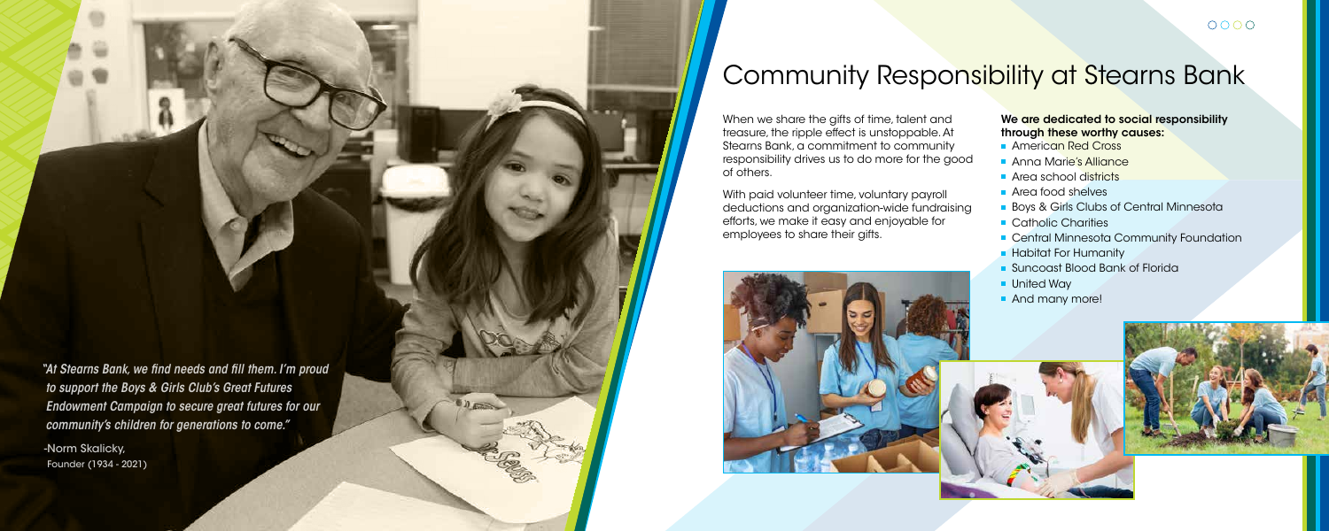# Community Responsibility at Stearns Bank

When we share the gifts of time, talent and treasure, the ripple effect is unstoppable. At Stearns Bank, a commitment to community responsibility drives us to do more for the good of others.

With paid volunteer time, voluntary payroll deductions and organization-wide fundraising efforts, we make it easy and enjoyable for employees to share their gifts.

**We are dedicated to social responsibility through these worthy causes:**

- American Red Cross
- Anna Marie's Alliance
- Area school districts
- Area food shelves
- Boys & Girls Clubs of Central Minnesota
- Catholic Charities
- Central Minnesota Community Foundation
- Habitat For Humanity
- Suncoast Blood Bank of Florida
- United Way
- And many more!

*"At Stearns Bank, we find needs and fill them. I'm proud to support the Boys & Girls Club's Great Futures Endowment Campaign to secure great futures for our community's children for generations to come."*

-Norm Skalicky,
Founder (1934 - 2021)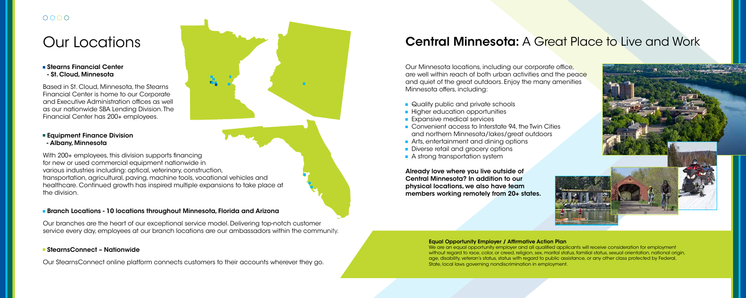# Our Locations

- **Stearns Financial Center - St. Cloud, Minnesota**

Based in St. Cloud, Minnesota, the Stearns Financial Center is home to our Corporate and Executive Administration offices as well as our nationwide SBA Lending Division. The Financial Center has 200+ employees.

- **Equipment Finance Division - Albany, Minnesota**

With 200+ employees, this division supports financing for new or used commercial equipment nationwide in various industries including: optical, veterinary, construction, transportation, agricultural, paving, machine tools, vocational vehicles and healthcare. Continued growth has inspired multiple expansions to take place at the division.

- **Branch Locations - 10 locations throughout Minnesota, Florida and Arizona**

Our branches are the heart of our exceptional service model. Delivering top-notch customer service every day, employees at our branch locations are our ambassadors within the community.

- **StearnsConnect – Nationwide**

Our StearnsConnect online platform connects customers to their accounts wherever they go.

# **Central Minnesota:** A Great Place to Live and Work

Our Minnesota locations, including our corporate office, are well within reach of both urban activities and the peace and quiet of the great outdoors. Enjoy the many amenities Minnesota offers, including:

- Quality public and private schools
- Higher education opportunities
- Expansive medical services
- Convenient access to Interstate 94, the Twin Cities and northern Minnesota/lakes/great outdoors
- Arts, entertainment and dining options
- Diverse retail and grocery options
- A strong transportation system

**Already love where you live outside of Central Minnesota? In addition to our physical locations, we also have team members working remotely from 20+ states.**

**Equal Opportunity Employer / Affirmative Action Plan**

We are an equal opportunity employer and all qualified applicants will receive consideration for employment without regard to race, color, or creed, religion, sex, marital status, familial status, sexual orientation, national origin, age, disability, veteran's status, status with regard to public assistance, or any other class protected by Federal, State, local laws governing nondiscrimination in employment.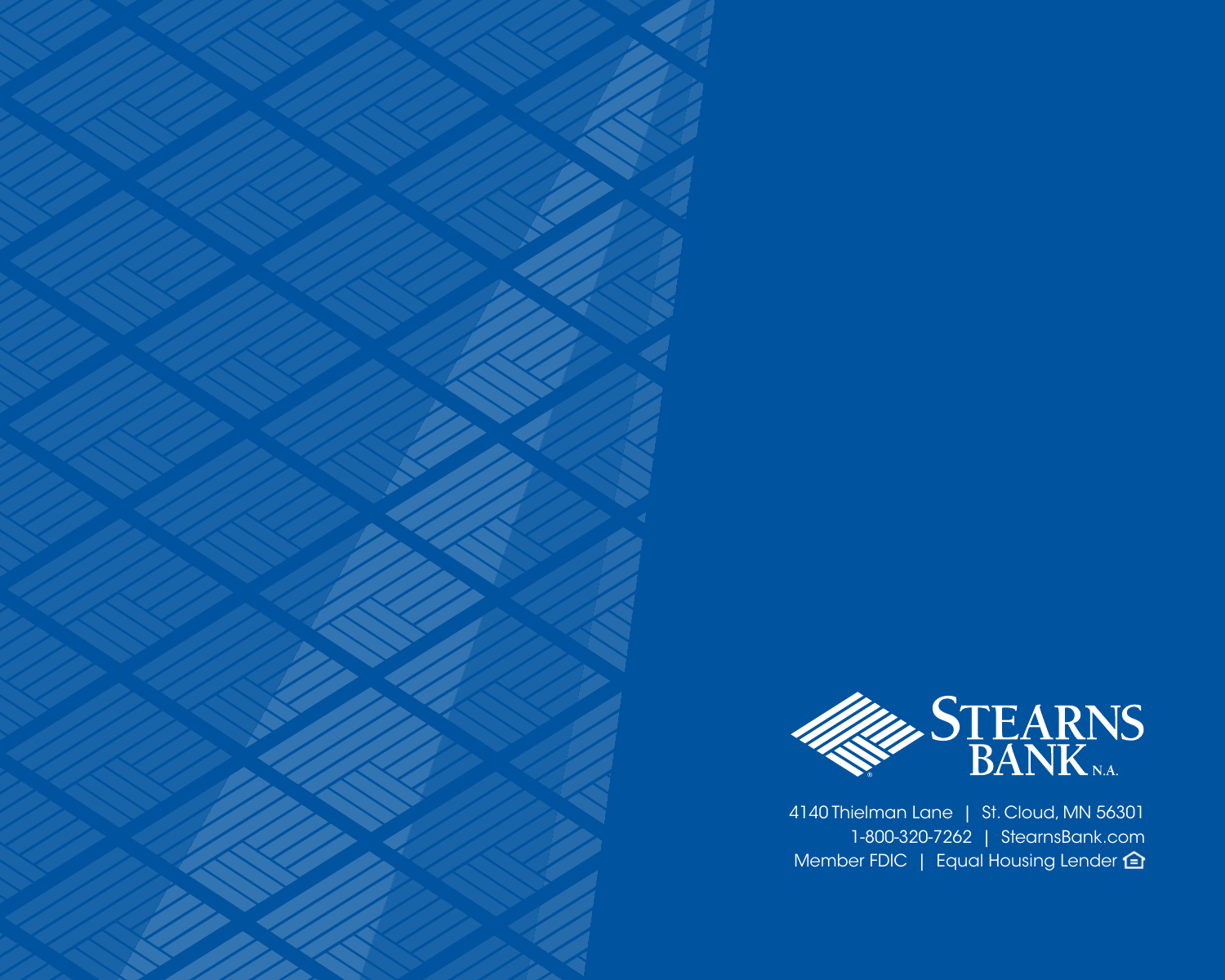STEARNS BANK N.A.

4140 Thielman Lane | St. Cloud, MN 56301
1-800-320-7262 | StearnsBank.com
Member FDIC | Equal Housing Lender